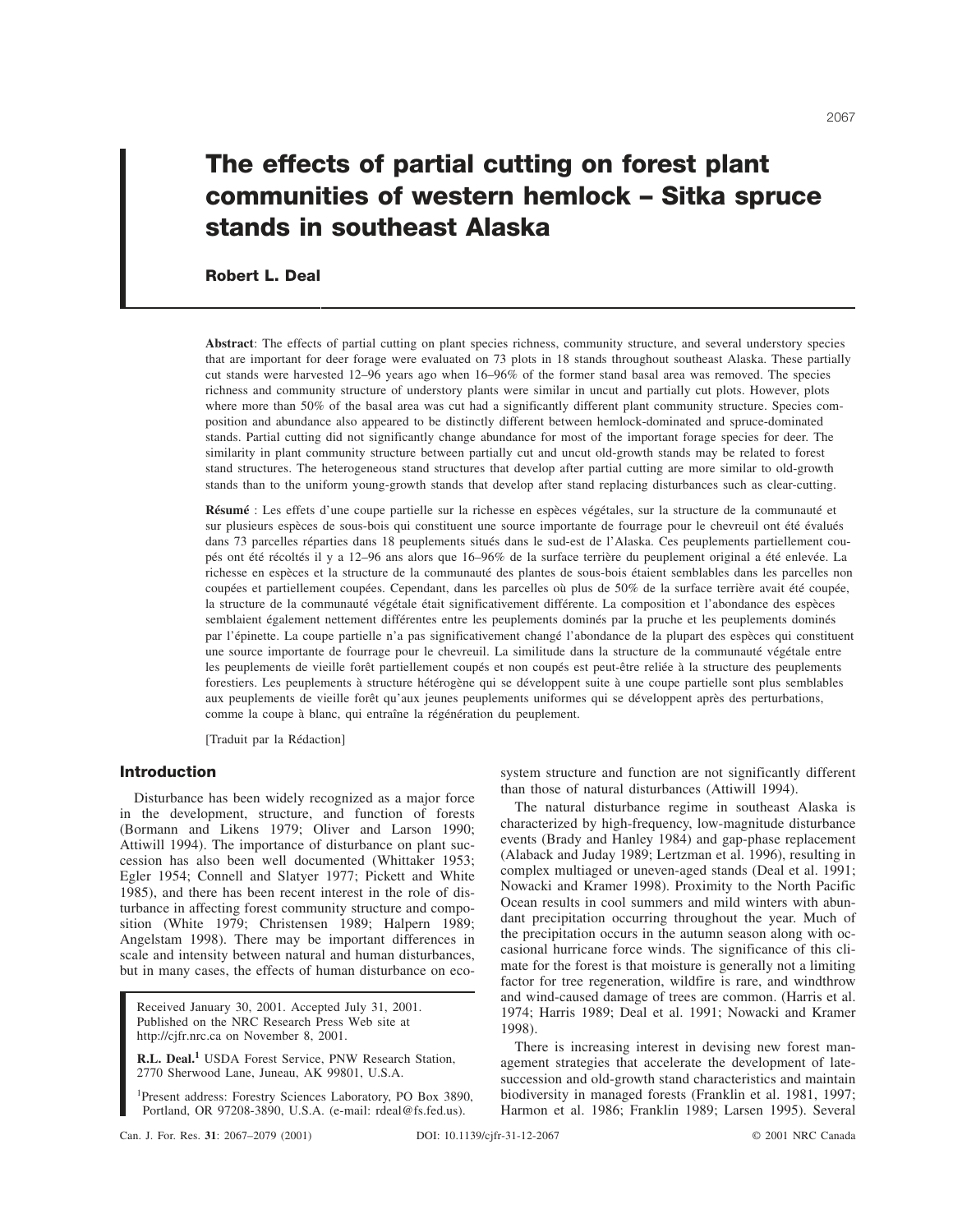# The effects of partial cutting on forest plant communities of western hemlock – Sitka spruce stands in southeast Alaska

**Robert L. Deal**

**Abstract**: The effects of partial cutting on plant species richness, community structure, and several understory species that are important for deer forage were evaluated on 73 plots in 18 stands throughout southeast Alaska. These partially cut stands were harvested 12–96 years ago when 16–96% of the former stand basal area was removed. The species richness and community structure of understory plants were similar in uncut and partially cut plots. However, plots where more than 50% of the basal area was cut had a significantly different plant community structure. Species composition and abundance also appeared to be distinctly different between hemlock-dominated and spruce-dominated stands. Partial cutting did not significantly change abundance for most of the important forage species for deer. The similarity in plant community structure between partially cut and uncut old-growth stands may be related to forest stand structures. The heterogeneous stand structures that develop after partial cutting are more similar to old-growth stands than to the uniform young-growth stands that develop after stand replacing disturbances such as clear-cutting.

**Résumé** : Les effets d'une coupe partielle sur la richesse en espèces végétales, sur la structure de la communauté et sur plusieurs espèces de sous-bois qui constituent une source importante de fourrage pour le chevreuil ont été évalués dans 73 parcelles réparties dans 18 peuplements situés dans le sud-est de l'Alaska. Ces peuplements partiellement coupés ont été récoltés il y a 12–96 ans alors que 16–96% de la surface terrière du peuplement original a été enlevée. La richesse en espèces et la structure de la communauté des plantes de sous-bois étaient semblables dans les parcelles non coupées et partiellement coupées. Cependant, dans les parcelles où plus de 50% de la surface terrière avait été coupée, la structure de la communauté végétale était significativement différente. La composition et l'abondance des espèces semblaient également nettement différentes entre les peuplements dominés par la pruche et les peuplements dominés par l'épinette. La coupe partielle n'a pas significativement changé l'abondance de la plupart des espèces qui constituent une source importante de fourrage pour le chevreuil. La similitude dans la structure de la communauté végétale entre les peuplements de vieille forêt partiellement coupés et non coupés est peut-être reliée à la structure des peuplements forestiers. Les peuplements à structure hétérogène qui se développent suite à une coupe partielle sont plus semblables aux peuplements de vieille forêt qu'aux jeunes peuplements uniformes qui se développent après des perturbations, comme la coupe à blanc, qui entraîne la régénération du peuplement.

[Traduit par la Rédaction]

## Introduction

Disturbance has been widely recognized as a major force in the development, structure, and function of forests (Bormann and Likens 1979; Oliver and Larson 1990; Attiwill 1994). The importance of disturbance on plant succession has also been well documented (Whittaker 1953; Egler 1954; Connell and Slatyer 1977; Pickett and White 1985), and there has been recent interest in the role of disturbance in affecting forest community structure and composition (White 1979; Christensen 1989; Halpern 1989; Angelstam 1998). There may be important differences in scale and intensity between natural and human disturbances, but in many cases, the effects of human disturbance on ecosystem structure and function are not significantly different than those of natural disturbances (Attiwill 1994).

The natural disturbance regime in southeast Alaska is characterized by high-frequency, low-magnitude disturbance events (Brady and Hanley 1984) and gap-phase replacement (Alaback and Juday 1989; Lertzman et al. 1996), resulting in complex multiaged or uneven-aged stands (Deal et al. 1991; Nowacki and Kramer 1998). Proximity to the North Pacific Ocean results in cool summers and mild winters with abundant precipitation occurring throughout the year. Much of the precipitation occurs in the autumn season along with occasional hurricane force winds. The significance of this climate for the forest is that moisture is generally not a limiting factor for tree regeneration, wildfire is rare, and windthrow and wind-caused damage of trees are common. (Harris et al. 1974; Harris 1989; Deal et al. 1991; Nowacki and Kramer 1998).

There is increasing interest in devising new forest management strategies that accelerate the development of late-succession and old-growth stand characteristics and maintain biodiversity in managed forests (Franklin et al. 1981, 1997; Harmon et al. 1986; Franklin 1989; Larsen 1995). Several

Received January 30, 2001. Accepted July 31, 2001. Published on the NRC Research Press Web site at http://cjfr.nrc.ca on November 8, 2001.

**R.L. Deal.**[1] USDA Forest Service, PNW Research Station, 2770 Sherwood Lane, Juneau, AK 99801, U.S.A.

[1]Present address: Forestry Sciences Laboratory, PO Box 3890, Portland, OR 97208-3890, U.S.A. (e-mail: rdeal@fs.fed.us).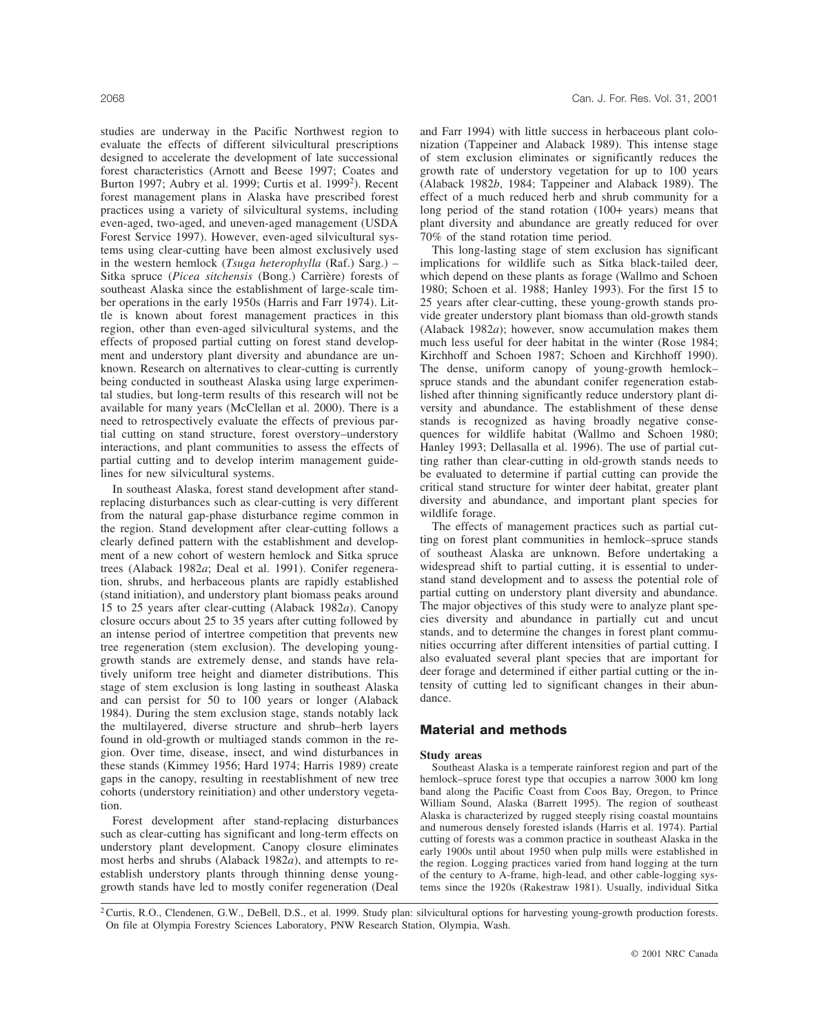studies are underway in the Pacific Northwest region to evaluate the effects of different silvicultural prescriptions designed to accelerate the development of late successional forest characteristics (Arnott and Beese 1997; Coates and Burton 1997; Aubry et al. 1999; Curtis et al. 1999[2]). Recent forest management plans in Alaska have prescribed forest practices using a variety of silvicultural systems, including even-aged, two-aged, and uneven-aged management (USDA Forest Service 1997). However, even-aged silvicultural systems using clear-cutting have been almost exclusively used in the western hemlock (*Tsuga heterophylla* (Raf.) Sarg.) – Sitka spruce (*Picea sitchensis* (Bong.) Carrière) forests of southeast Alaska since the establishment of large-scale timber operations in the early 1950s (Harris and Farr 1974). Little is known about forest management practices in this region, other than even-aged silvicultural systems, and the effects of proposed partial cutting on forest stand development and understory plant diversity and abundance are unknown. Research on alternatives to clear-cutting is currently being conducted in southeast Alaska using large experimental studies, but long-term results of this research will not be available for many years (McClellan et al. 2000). There is a need to retrospectively evaluate the effects of previous partial cutting on stand structure, forest overstory–understory interactions, and plant communities to assess the effects of partial cutting and to develop interim management guidelines for new silvicultural systems.

In southeast Alaska, forest stand development after stand-replacing disturbances such as clear-cutting is very different from the natural gap-phase disturbance regime common in the region. Stand development after clear-cutting follows a clearly defined pattern with the establishment and development of a new cohort of western hemlock and Sitka spruce trees (Alaback 1982*a*; Deal et al. 1991). Conifer regeneration, shrubs, and herbaceous plants are rapidly established (stand initiation), and understory plant biomass peaks around 15 to 25 years after clear-cutting (Alaback 1982*a*). Canopy closure occurs about 25 to 35 years after cutting followed by an intense period of intertree competition that prevents new tree regeneration (stem exclusion). The developing young-growth stands are extremely dense, and stands have relatively uniform tree height and diameter distributions. This stage of stem exclusion is long lasting in southeast Alaska and can persist for 50 to 100 years or longer (Alaback 1984). During the stem exclusion stage, stands notably lack the multilayered, diverse structure and shrub–herb layers found in old-growth or multiaged stands common in the region. Over time, disease, insect, and wind disturbances in these stands (Kimmey 1956; Hard 1974; Harris 1989) create gaps in the canopy, resulting in reestablishment of new tree cohorts (understory reinitiation) and other understory vegetation.

Forest development after stand-replacing disturbances such as clear-cutting has significant and long-term effects on understory plant development. Canopy closure eliminates most herbs and shrubs (Alaback 1982*a*), and attempts to reestablish understory plants through thinning dense young-growth stands have led to mostly conifer regeneration (Deal and Farr 1994) with little success in herbaceous plant colonization (Tappeiner and Alaback 1989). This intense stage of stem exclusion eliminates or significantly reduces the growth rate of understory vegetation for up to 100 years (Alaback 1982*b*, 1984; Tappeiner and Alaback 1989). The effect of a much reduced herb and shrub community for a long period of the stand rotation (100+ years) means that plant diversity and abundance are greatly reduced for over 70% of the stand rotation time period.

This long-lasting stage of stem exclusion has significant implications for wildlife such as Sitka black-tailed deer, which depend on these plants as forage (Wallmo and Schoen 1980; Schoen et al. 1988; Hanley 1993). For the first 15 to 25 years after clear-cutting, these young-growth stands provide greater understory plant biomass than old-growth stands (Alaback 1982*a*); however, snow accumulation makes them much less useful for deer habitat in the winter (Rose 1984; Kirchhoff and Schoen 1987; Schoen and Kirchhoff 1990). The dense, uniform canopy of young-growth hemlock–spruce stands and the abundant conifer regeneration established after thinning significantly reduce understory plant diversity and abundance. The establishment of these dense stands is recognized as having broadly negative consequences for wildlife habitat (Wallmo and Schoen 1980; Hanley 1993; Dellasalla et al. 1996). The use of partial cutting rather than clear-cutting in old-growth stands needs to be evaluated to determine if partial cutting can provide the critical stand structure for winter deer habitat, greater plant diversity and abundance, and important plant species for wildlife forage.

The effects of management practices such as partial cutting on forest plant communities in hemlock–spruce stands of southeast Alaska are unknown. Before undertaking a widespread shift to partial cutting, it is essential to understand stand development and to assess the potential role of partial cutting on understory plant diversity and abundance. The major objectives of this study were to analyze plant species diversity and abundance in partially cut and uncut stands, and to determine the changes in forest plant communities occurring after different intensities of partial cutting. I also evaluated several plant species that are important for deer forage and determined if either partial cutting or the intensity of cutting led to significant changes in their abundance.

## Material and methods

### Study areas

Southeast Alaska is a temperate rainforest region and part of the hemlock–spruce forest type that occupies a narrow 3000 km long band along the Pacific Coast from Coos Bay, Oregon, to Prince William Sound, Alaska (Barrett 1995). The region of southeast Alaska is characterized by rugged steeply rising coastal mountains and numerous densely forested islands (Harris et al. 1974). Partial cutting of forests was a common practice in southeast Alaska in the early 1900s until about 1950 when pulp mills were established in the region. Logging practices varied from hand logging at the turn of the century to A-frame, high-lead, and other cable-logging systems since the 1920s (Rakestraw 1981). Usually, individual Sitka

[2] Curtis, R.O., Clendenen, G.W., DeBell, D.S., et al. 1999. Study plan: silvicultural options for harvesting young-growth production forests. On file at Olympia Forestry Sciences Laboratory, PNW Research Station, Olympia, Wash.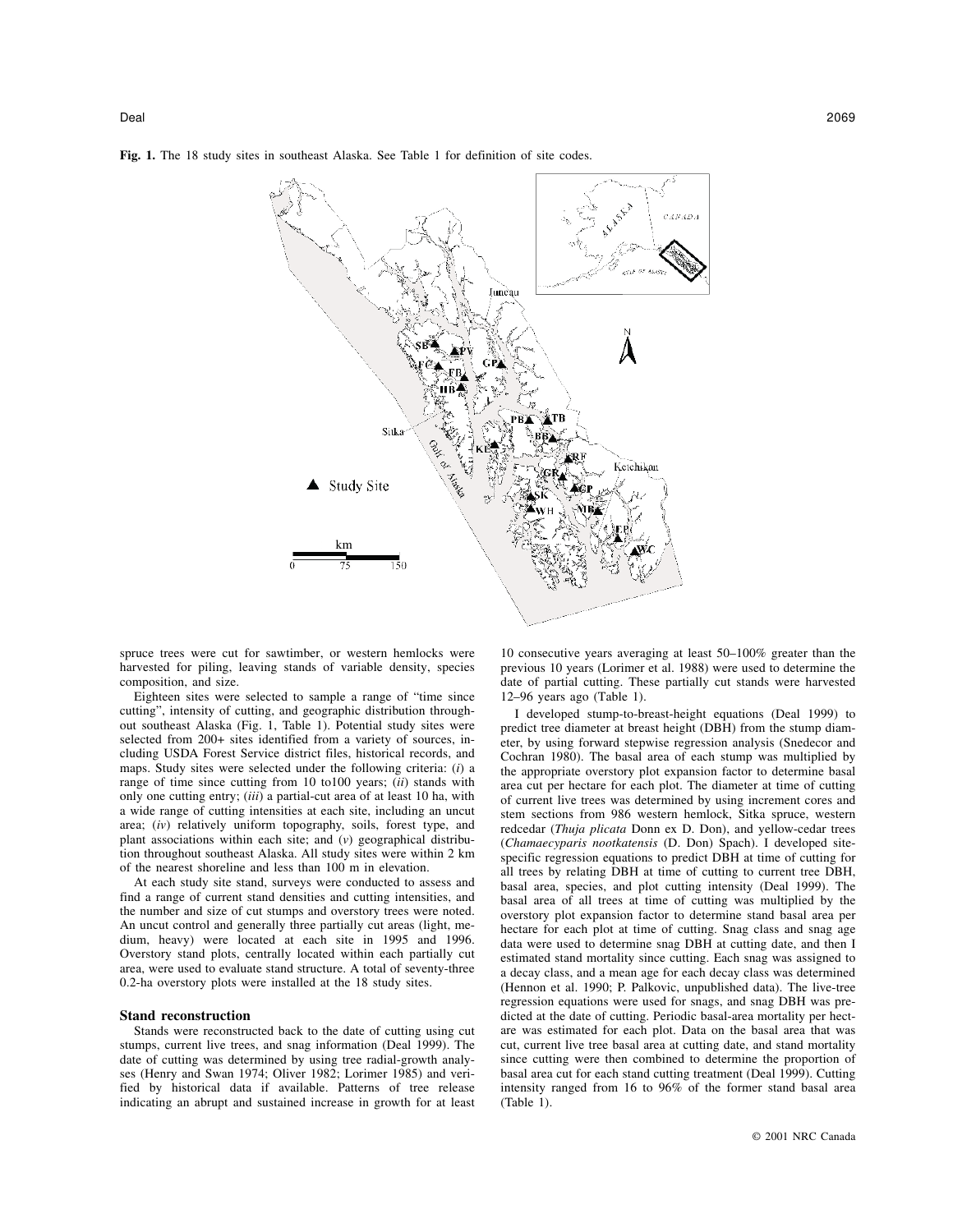**Fig. 1.** The 18 study sites in southeast Alaska. See Table 1 for definition of site codes.

spruce trees were cut for sawtimber, or western hemlocks were harvested for piling, leaving stands of variable density, species composition, and size.

Eighteen sites were selected to sample a range of "time since cutting", intensity of cutting, and geographic distribution throughout southeast Alaska (Fig. 1, Table 1). Potential study sites were selected from 200+ sites identified from a variety of sources, including USDA Forest Service district files, historical records, and maps. Study sites were selected under the following criteria: (*i*) a range of time since cutting from 10 to100 years; (*ii*) stands with only one cutting entry; (*iii*) a partial-cut area of at least 10 ha, with a wide range of cutting intensities at each site, including an uncut area; (*iv*) relatively uniform topography, soils, forest type, and plant associations within each site; and (*v*) geographical distribution throughout southeast Alaska. All study sites were within 2 km of the nearest shoreline and less than 100 m in elevation.

At each study site stand, surveys were conducted to assess and find a range of current stand densities and cutting intensities, and the number and size of cut stumps and overstory trees were noted. An uncut control and generally three partially cut areas (light, medium, heavy) were located at each site in 1995 and 1996. Overstory stand plots, centrally located within each partially cut area, were used to evaluate stand structure. A total of seventy-three 0.2-ha overstory plots were installed at the 18 study sites.

### Stand reconstruction

Stands were reconstructed back to the date of cutting using cut stumps, current live trees, and snag information (Deal 1999). The date of cutting was determined by using tree radial-growth analyses (Henry and Swan 1974; Oliver 1982; Lorimer 1985) and verified by historical data if available. Patterns of tree release indicating an abrupt and sustained increase in growth for at least 10 consecutive years averaging at least 50–100% greater than the previous 10 years (Lorimer et al. 1988) were used to determine the date of partial cutting. These partially cut stands were harvested 12–96 years ago (Table 1).

I developed stump-to-breast-height equations (Deal 1999) to predict tree diameter at breast height (DBH) from the stump diameter, by using forward stepwise regression analysis (Snedecor and Cochran 1980). The basal area of each stump was multiplied by the appropriate overstory plot expansion factor to determine basal area cut per hectare for each plot. The diameter at time of cutting of current live trees was determined by using increment cores and stem sections from 986 western hemlock, Sitka spruce, western redcedar (*Thuja plicata* Donn ex D. Don), and yellow-cedar trees (*Chamaecyparis nootkatensis* (D. Don) Spach). I developed site-specific regression equations to predict DBH at time of cutting for all trees by relating DBH at time of cutting to current tree DBH, basal area, species, and plot cutting intensity (Deal 1999). The basal area of all trees at time of cutting was multiplied by the overstory plot expansion factor to determine stand basal area per hectare for each plot at time of cutting. Snag class and snag age data were used to determine snag DBH at cutting date, and then I estimated stand mortality since cutting. Each snag was assigned to a decay class, and a mean age for each decay class was determined (Hennon et al. 1990; P. Palkovic, unpublished data). The live-tree regression equations were used for snags, and snag DBH was predicted at the date of cutting. Periodic basal-area mortality per hectare was estimated for each plot. Data on the basal area that was cut, current live tree basal area at cutting date, and stand mortality since cutting were then combined to determine the proportion of basal area cut for each stand cutting treatment (Deal 1999). Cutting intensity ranged from 16 to 96% of the former stand basal area (Table 1).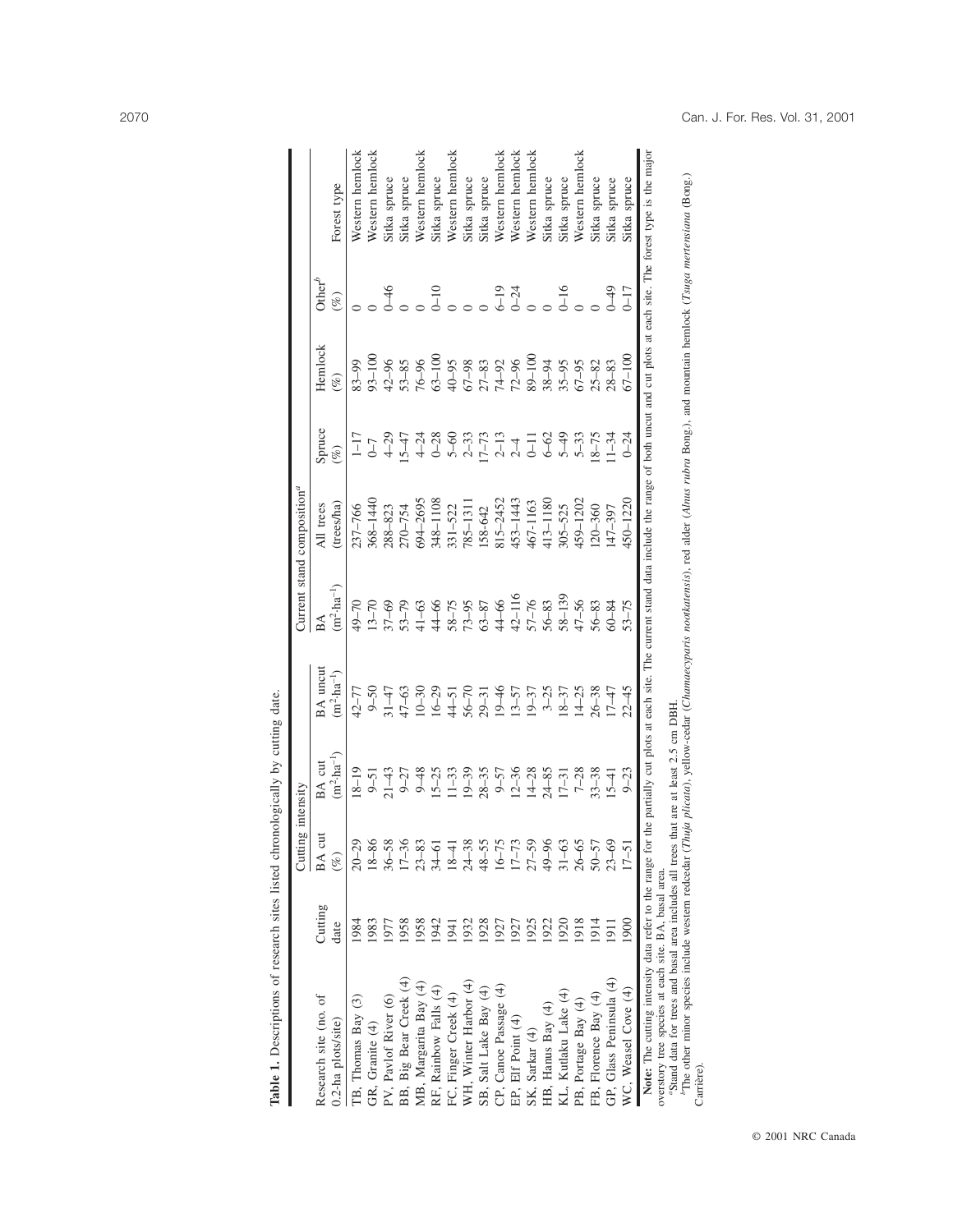**Table 1.** Descriptions of research sites listed chronologically by cutting date.

| Research site (no. of 0.2-ha plots/site) | Cutting date | Cutting intensity | | | Current stand composition[a] | | | | | Forest type |
|---|---|---|---|---|---|---|---|---|---|---|
| | | BA cut (%) | BA cut $(m^2 \cdot ha^{-1})$ | BA uncut $(m^2 \cdot ha^{-1})$ | BA $(m^2 \cdot ha^{-1})$ | All trees (trees/ha) | Spruce (%) | Hemlock (%) | Other[b] (%) | |
| TB, Thomas Bay (3) | 1984 | 20–29 | 18–19 | 42–77 | 49–70 | 237–766 | 1–17 | 83–99 | 0 | Western hemlock |
| GR, Granite (4) | 1983 | 18–86 | 9–51 | 9–50 | 13–70 | 368–1440 | 0–7 | 93–100 | 0 | Western hemlock |
| PV, Pavlof River (6) | 1977 | 36–58 | 21–43 | 31–47 | 37–69 | 288–823 | 4–29 | 42–96 | 0–46 | Sitka spruce |
| BB, Big Bear Creek (4) | 1958 | 17–36 | 9–27 | 47–63 | 53–79 | 270–754 | 15–47 | 53–85 | 0 | Sitka spruce |
| MB, Margarita Bay (4) | 1958 | 23–83 | 9–48 | 10–30 | 41–63 | 694–2695 | 4–24 | 76–96 | 0 | Western hemlock |
| RF, Rainbow Falls (4) | 1942 | 34–61 | 15–25 | 16–29 | 44–66 | 348–1108 | 0–28 | 63–100 | 0–10 | Sitka spruce |
| FC, Finger Creek (4) | 1941 | 18–41 | 11–33 | 44–51 | 58–75 | 331–522 | 5–60 | 40–95 | 0 | Western hemlock |
| WH, Winter Harbor (4) | 1932 | 24–38 | 19–39 | 56–70 | 73–95 | 785–1311 | 2–33 | 67–98 | 0 | Sitka spruce |
| SB, Salt Lake Bay (4) | 1928 | 48–55 | 28–35 | 29–31 | 63–87 | 158-642 | 17–73 | 27–83 | 0 | Sitka spruce |
| CP, Canoe Passage (4) | 1927 | 16–75 | 9–57 | 19–46 | 44–66 | 815–2452 | 2–13 | 74–92 | 6–19 | Western hemlock |
| EP, Elf Point (4) | 1927 | 17–73 | 12–36 | 13–57 | 42–116 | 453–1443 | 2–4 | 72–96 | 0–24 | Western hemlock |
| SK, Sarkar (4) | 1925 | 27–59 | 14–28 | 19–37 | 57–76 | 467-1163 | 0–11 | 89–100 | 0 | Western hemlock |
| HB, Hanus Bay (4) | 1922 | 49–96 | 24–85 | 3–25 | 56–83 | 413–1180 | 6–62 | 38–94 | 0 | Sitka spruce |
| KL, Kutlaku Lake (4) | 1920 | 31–63 | 17–31 | 18–37 | 58–139 | 305–525 | 5–49 | 35–95 | 0–16 | Sitka spruce |
| PB, Portage Bay (4) | 1918 | 26–65 | 7–28 | 14–25 | 47–56 | 459–1202 | 5–33 | 67–95 | 0 | Western hemlock |
| FB, Florence Bay (4) | 1914 | 50–57 | 33–38 | 26–38 | 56–83 | 120–360 | 18–75 | 25–82 | 0 | Sitka spruce |
| GP, Glass Peninsula (4) | 1911 | 23–69 | 15–41 | 17–47 | 60–84 | 147–397 | 11–34 | 28–83 | 0–49 | Sitka spruce |
| WC, Weasel Cove (4) | 1900 | 17–51 | 9–23 | 22–45 | 53–75 | 450–1220 | 0–24 | 67–100 | 0–17 | Sitka spruce |

**Note:** The cutting intensity data refer to the range for the partially cut plots at each site. The current stand data include the range of both uncut and cut plots at each site. The forest type is the major overstory tree species at each site. BA, basal area.

[a]Stand data for trees and basal area includes all trees that are at least 2.5 cm DBH.

[b]The other minor species include western redcedar (*Thuja plicata*), yellow-cedar (*Chamaecyparis nootkatensis*), red alder (*Alnus rubra* Bong.), and mountain hemlock (*Tsuga mertensiana* (Bong.) Carrière).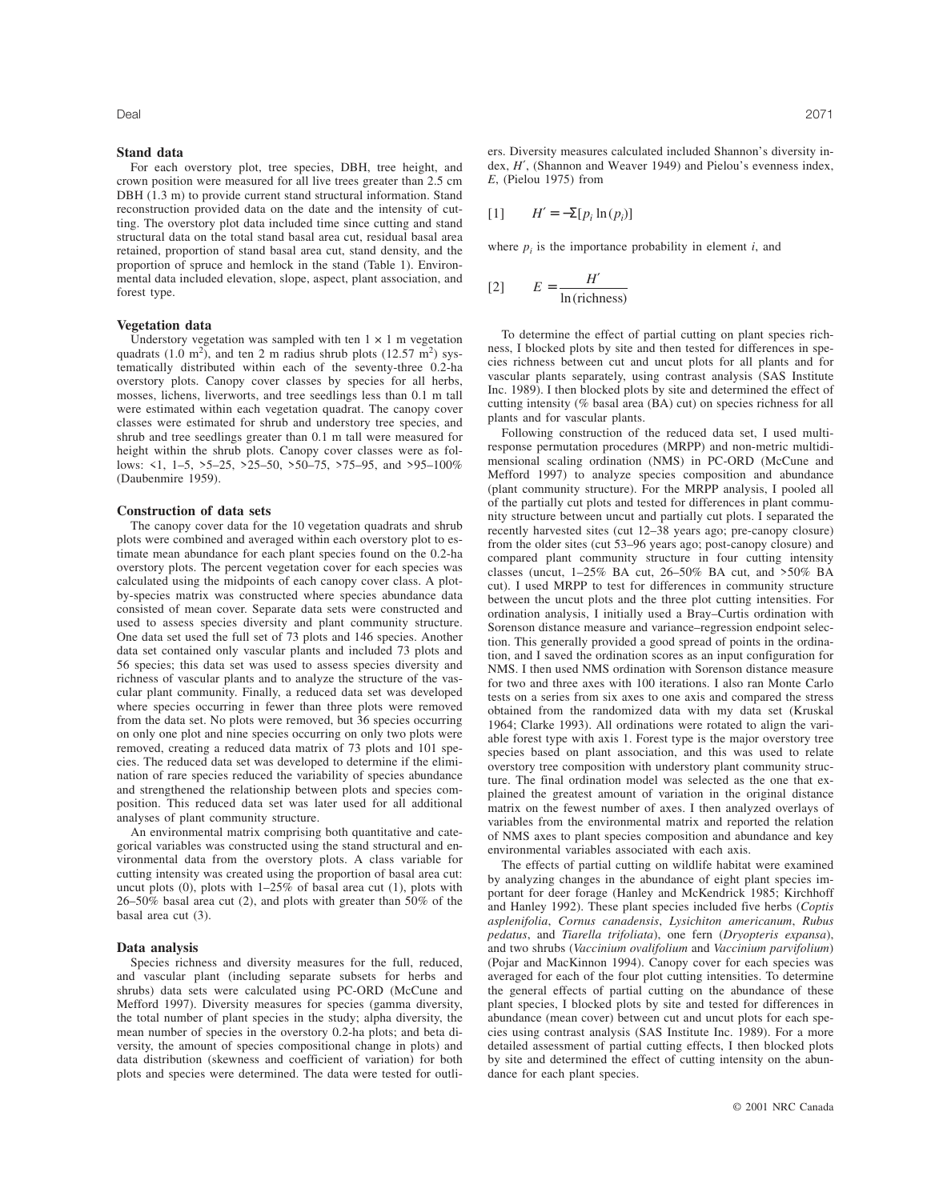### Stand data

For each overstory plot, tree species, DBH, tree height, and crown position were measured for all live trees greater than 2.5 cm DBH (1.3 m) to provide current stand structural information. Stand reconstruction provided data on the date and the intensity of cutting. The overstory plot data included time since cutting and stand structural data on the total stand basal area cut, residual basal area retained, proportion of stand basal area cut, stand density, and the proportion of spruce and hemlock in the stand (Table 1). Environmental data included elevation, slope, aspect, plant association, and forest type.

### Vegetation data

Understory vegetation was sampled with ten 1 × 1 m vegetation quadrats (1.0 $m^2$), and ten 2 m radius shrub plots (12.57 $m^2$) systematically distributed within each of the seventy-three 0.2-ha overstory plots. Canopy cover classes by species for all herbs, mosses, lichens, liverworts, and tree seedlings less than 0.1 m tall were estimated within each vegetation quadrat. The canopy cover classes were estimated for shrub and understory tree species, and shrub and tree seedlings greater than 0.1 m tall were measured for height within the shrub plots. Canopy cover classes were as follows: <1, 1–5, >5–25, >25–50, >50–75, >75–95, and >95–100% (Daubenmire 1959).

### Construction of data sets

The canopy cover data for the 10 vegetation quadrats and shrub plots were combined and averaged within each overstory plot to estimate mean abundance for each plant species found on the 0.2-ha overstory plots. The percent vegetation cover for each species was calculated using the midpoints of each canopy cover class. A plot-by-species matrix was constructed where species abundance data consisted of mean cover. Separate data sets were constructed and used to assess species diversity and plant community structure. One data set used the full set of 73 plots and 146 species. Another data set contained only vascular plants and included 73 plots and 56 species; this data set was used to assess species diversity and richness of vascular plants and to analyze the structure of the vascular plant community. Finally, a reduced data set was developed where species occurring in fewer than three plots were removed from the data set. No plots were removed, but 36 species occurring on only one plot and nine species occurring on only two plots were removed, creating a reduced data matrix of 73 plots and 101 species. The reduced data set was developed to determine if the elimination of rare species reduced the variability of species abundance and strengthened the relationship between plots and species composition. This reduced data set was later used for all additional analyses of plant community structure.

An environmental matrix comprising both quantitative and categorical variables was constructed using the stand structural and environmental data from the overstory plots. A class variable for cutting intensity was created using the proportion of basal area cut: uncut plots (0), plots with 1–25% of basal area cut (1), plots with 26–50% basal area cut (2), and plots with greater than 50% of the basal area cut (3).

### Data analysis

Species richness and diversity measures for the full, reduced, and vascular plant (including separate subsets for herbs and shrubs) data sets were calculated using PC-ORD (McCune and Mefford 1997). Diversity measures for species (gamma diversity, the total number of plant species in the study; alpha diversity, the mean number of species in the overstory 0.2-ha plots; and beta diversity, the amount of species compositional change in plots) and data distribution (skewness and coefficient of variation) for both plots and species were determined. The data were tested for outliers. Diversity measures calculated included Shannon's diversity index, $H'$, (Shannon and Weaver 1949) and Pielou's evenness index, $E$, (Pielou 1975) from

$$[1] \qquad H' = -\Sigma[p_i \ln(p_i)]$$

where $p_i$ is the importance probability in element $i$, and

$$[2] \qquad E = \frac{H'}{\ln(\text{richness})}$$

To determine the effect of partial cutting on plant species richness, I blocked plots by site and then tested for differences in species richness between cut and uncut plots for all plants and for vascular plants separately, using contrast analysis (SAS Institute Inc. 1989). I then blocked plots by site and determined the effect of cutting intensity (% basal area (BA) cut) on species richness for all plants and for vascular plants.

Following construction of the reduced data set, I used multi-response permutation procedures (MRPP) and non-metric multidimensional scaling ordination (NMS) in PC-ORD (McCune and Mefford 1997) to analyze species composition and abundance (plant community structure). For the MRPP analysis, I pooled all of the partially cut plots and tested for differences in plant community structure between uncut and partially cut plots. I separated the recently harvested sites (cut 12–38 years ago; pre-canopy closure) from the older sites (cut 53–96 years ago; post-canopy closure) and compared plant community structure in four cutting intensity classes (uncut, 1–25% BA cut, 26–50% BA cut, and >50% BA cut). I used MRPP to test for differences in community structure between the uncut plots and the three plot cutting intensities. For ordination analysis, I initially used a Bray–Curtis ordination with Sorenson distance measure and variance–regression endpoint selection. This generally provided a good spread of points in the ordination, and I saved the ordination scores as an input configuration for NMS. I then used NMS ordination with Sorenson distance measure for two and three axes with 100 iterations. I also ran Monte Carlo tests on a series from six axes to one axis and compared the stress obtained from the randomized data with my data set (Kruskal 1964; Clarke 1993). All ordinations were rotated to align the variable forest type with axis 1. Forest type is the major overstory tree species based on plant association, and this was used to relate overstory tree composition with understory plant community structure. The final ordination model was selected as the one that explained the greatest amount of variation in the original distance matrix on the fewest number of axes. I then analyzed overlays of variables from the environmental matrix and reported the relation of NMS axes to plant species composition and abundance and key environmental variables associated with each axis.

The effects of partial cutting on wildlife habitat were examined by analyzing changes in the abundance of eight plant species important for deer forage (Hanley and McKendrick 1985; Kirchhoff and Hanley 1992). These plant species included five herbs (*Coptis asplenifolia*, *Cornus canadensis*, *Lysichiton americanum*, *Rubus pedatus*, and *Tiarella trifoliata*), one fern (*Dryopteris expansa*), and two shrubs (*Vaccinium ovalifolium* and *Vaccinium parvifolium*) (Pojar and MacKinnon 1994). Canopy cover for each species was averaged for each of the four plot cutting intensities. To determine the general effects of partial cutting on the abundance of these plant species, I blocked plots by site and tested for differences in abundance (mean cover) between cut and uncut plots for each species using contrast analysis (SAS Institute Inc. 1989). For a more detailed assessment of partial cutting effects, I then blocked plots by site and determined the effect of cutting intensity on the abundance for each plant species.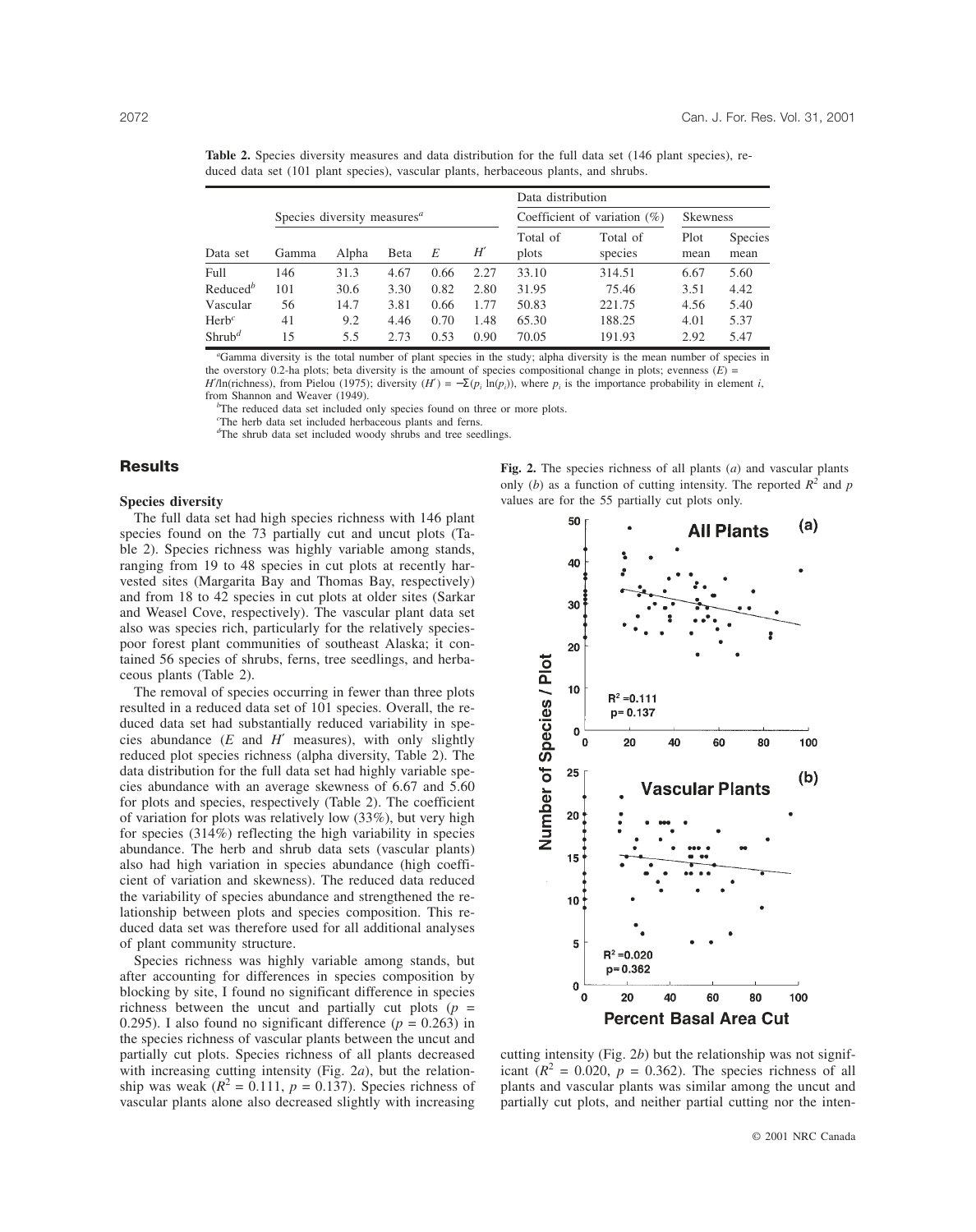**Table 2.** Species diversity measures and data distribution for the full data set (146 plant species), reduced data set (101 plant species), vascular plants, herbaceous plants, and shrubs.

| | Species diversity measures[a] | | | | | Data distribution | | | |
|---|---|---|---|---|---|---|---|---|---|
| | | | | | | Coefficient of variation (%) | | Skewness | |
| Data set | Gamma | Alpha | Beta | $E$ | $H'$ | Total of plots | Total of species | Plot mean | Species mean |
| Full | 146 | 31.3 | 4.67 | 0.66 | 2.27 | 33.10 | 314.51 | 6.67 | 5.60 |
| Reduced[b] | 101 | 30.6 | 3.30 | 0.82 | 2.80 | 31.95 | 75.46 | 3.51 | 4.42 |
| Vascular | 56 | 14.7 | 3.81 | 0.66 | 1.77 | 50.83 | 221.75 | 4.56 | 5.40 |
| Herb[c] | 41 | 9.2 | 4.46 | 0.70 | 1.48 | 65.30 | 188.25 | 4.01 | 5.37 |
| Shrub[d] | 15 | 5.5 | 2.73 | 0.53 | 0.90 | 70.05 | 191.93 | 2.92 | 5.47 |

[a]Gamma diversity is the total number of plant species in the study; alpha diversity is the mean number of species in the overstory 0.2-ha plots; beta diversity is the amount of species compositional change in plots; evenness ($E$) = $H'$/ln(richness), from Pielou (1975); diversity ($H'$) = $-\Sigma(p_i \ln(p_i))$, where $p_i$ is the importance probability in element $i$, from Shannon and Weaver (1949).

[b]The reduced data set included only species found on three or more plots.

[c]The herb data set included herbaceous plants and ferns.

[d]The shrub data set included woody shrubs and tree seedlings.

## Results

### Species diversity

The full data set had high species richness with 146 plant species found on the 73 partially cut and uncut plots (Table 2). Species richness was highly variable among stands, ranging from 19 to 48 species in cut plots at recently harvested sites (Margarita Bay and Thomas Bay, respectively) and from 18 to 42 species in cut plots at older sites (Sarkar and Weasel Cove, respectively). The vascular plant data set also was species rich, particularly for the relatively species-poor forest plant communities of southeast Alaska; it contained 56 species of shrubs, ferns, tree seedlings, and herbaceous plants (Table 2).

The removal of species occurring in fewer than three plots resulted in a reduced data set of 101 species. Overall, the reduced data set had substantially reduced variability in species abundance ($E$ and $H'$ measures), with only slightly reduced plot species richness (alpha diversity, Table 2). The data distribution for the full data set had highly variable species abundance with an average skewness of 6.67 and 5.60 for plots and species, respectively (Table 2). The coefficient of variation for plots was relatively low (33%), but very high for species (314%) reflecting the high variability in species abundance. The herb and shrub data sets (vascular plants) also had high variation in species abundance (high coefficient of variation and skewness). The reduced data reduced the variability of species abundance and strengthened the relationship between plots and species composition. This reduced data set was therefore used for all additional analyses of plant community structure.

Species richness was highly variable among stands, but after accounting for differences in species composition by blocking by site, I found no significant difference in species richness between the uncut and partially cut plots ($p$ = 0.295). I also found no significant difference ($p$ = 0.263) in the species richness of vascular plants between the uncut and partially cut plots. Species richness of all plants decreased with increasing cutting intensity (Fig. 2*a*), but the relationship was weak ($R^2$ = 0.111, $p$ = 0.137). Species richness of vascular plants alone also decreased slightly with increasing cutting intensity (Fig. 2*b*) but the relationship was not significant ($R^2$ = 0.020, $p$ = 0.362). The species richness of all plants and vascular plants was similar among the uncut and partially cut plots, and neither partial cutting nor the inten-

**Fig. 2.** The species richness of all plants (*a*) and vascular plants only (*b*) as a function of cutting intensity. The reported $R^2$ and $p$ values are for the 55 partially cut plots only.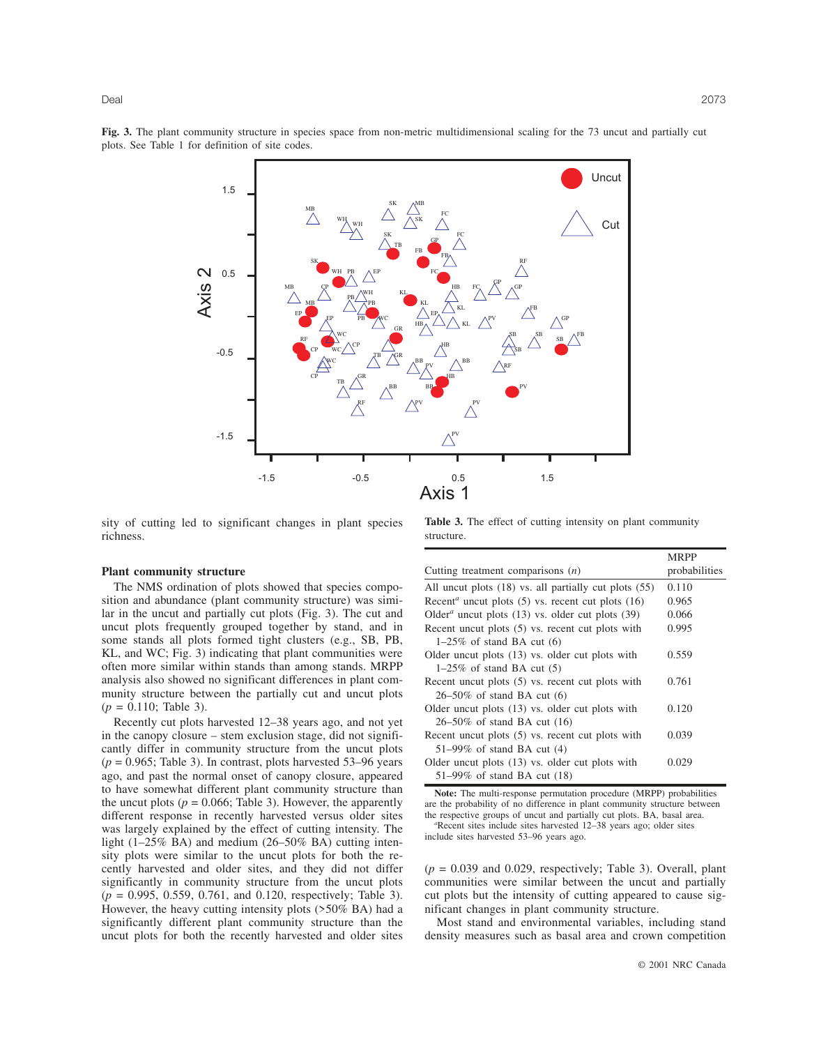**Fig. 3.** The plant community structure in species space from non-metric multidimensional scaling for the 73 uncut and partially cut plots. See Table 1 for definition of site codes.

sity of cutting led to significant changes in plant species richness.

### Plant community structure

The NMS ordination of plots showed that species composition and abundance (plant community structure) was similar in the uncut and partially cut plots (Fig. 3). The cut and uncut plots frequently grouped together by stand, and in some stands all plots formed tight clusters (e.g., SB, PB, KL, and WC; Fig. 3) indicating that plant communities were often more similar within stands than among stands. MRPP analysis also showed no significant differences in plant community structure between the partially cut and uncut plots ($p = 0.110$; Table 3).

Recently cut plots harvested 12–38 years ago, and not yet in the canopy closure – stem exclusion stage, did not significantly differ in community structure from the uncut plots ($p = 0.965$; Table 3). In contrast, plots harvested 53–96 years ago, and past the normal onset of canopy closure, appeared to have somewhat different plant community structure than the uncut plots ($p = 0.066$; Table 3). However, the apparently different response in recently harvested versus older sites was largely explained by the effect of cutting intensity. The light (1–25% BA) and medium (26–50% BA) cutting intensity plots were similar to the uncut plots for both the recently harvested and older sites, and they did not differ significantly in community structure from the uncut plots ($p = 0.995$, 0.559, 0.761, and 0.120, respectively; Table 3). However, the heavy cutting intensity plots (>50% BA) had a significantly different plant community structure than the uncut plots for both the recently harvested and older sites ($p = 0.039$ and 0.029, respectively; Table 3). Overall, plant communities were similar between the uncut and partially cut plots but the intensity of cutting appeared to cause significant changes in plant community structure.

Most stand and environmental variables, including stand density measures such as basal area and crown competition

**Table 3.** The effect of cutting intensity on plant community structure.

| Cutting treatment comparisons (*n*) | MRPP probabilities |
|---|---|
| All uncut plots (18) vs. all partially cut plots (55) | 0.110 |
| Recent[a] uncut plots (5) vs. recent cut plots (16) | 0.965 |
| Older[a] uncut plots (13) vs. older cut plots (39) | 0.066 |
| Recent uncut plots (5) vs. recent cut plots with 1–25% of stand BA cut (6) | 0.995 |
| Older uncut plots (13) vs. older cut plots with 1–25% of stand BA cut (5) | 0.559 |
| Recent uncut plots (5) vs. recent cut plots with 26–50% of stand BA cut (6) | 0.761 |
| Older uncut plots (13) vs. older cut plots with 26–50% of stand BA cut (16) | 0.120 |
| Recent uncut plots (5) vs. recent cut plots with 51–99% of stand BA cut (4) | 0.039 |
| Older uncut plots (13) vs. older cut plots with 51–99% of stand BA cut (18) | 0.029 |

**Note:** The multi-response permutation procedure (MRPP) probabilities are the probability of no difference in plant community structure between the respective groups of uncut and partially cut plots. BA, basal area.

[a]Recent sites include sites harvested 12–38 years ago; older sites include sites harvested 53–96 years ago.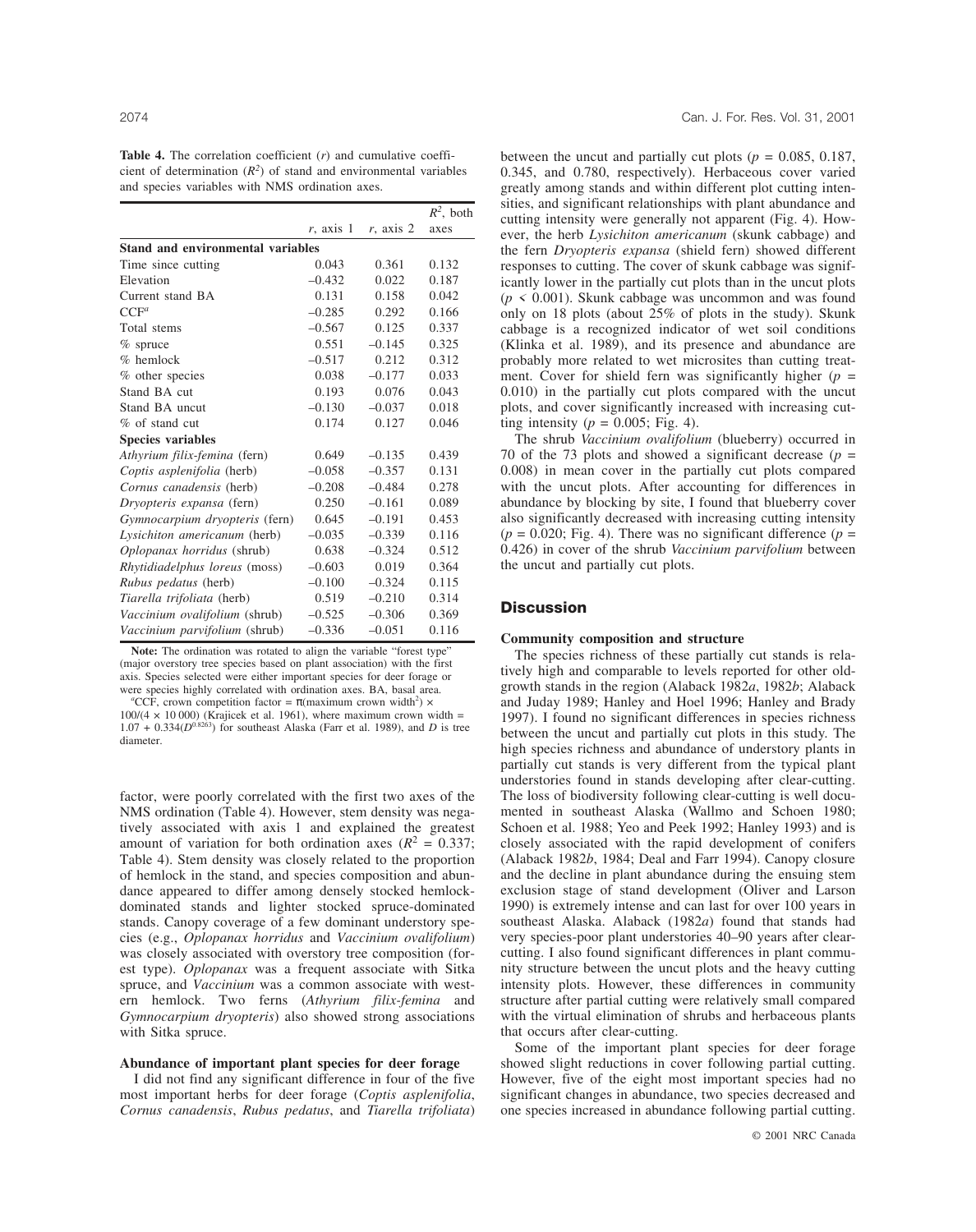**Table 4.** The correlation coefficient ($r$) and cumulative coefficient of determination ($R^2$) of stand and environmental variables and species variables with NMS ordination axes.

| | $r$, axis 1 | $r$, axis 2 | $R^2$, both axes |
|---|---|---|---|
| **Stand and environmental variables** | | | |
| Time since cutting | 0.043 | 0.361 | 0.132 |
| Elevation | –0.432 | 0.022 | 0.187 |
| Current stand BA | 0.131 | 0.158 | 0.042 |
| CCF[a] | –0.285 | 0.292 | 0.166 |
| Total stems | –0.567 | 0.125 | 0.337 |
| % spruce | 0.551 | –0.145 | 0.325 |
| % hemlock | –0.517 | 0.212 | 0.312 |
| % other species | 0.038 | –0.177 | 0.033 |
| Stand BA cut | 0.193 | 0.076 | 0.043 |
| Stand BA uncut | –0.130 | –0.037 | 0.018 |
| % of stand cut | 0.174 | 0.127 | 0.046 |
| **Species variables** | | | |
| *Athyrium filix-femina* (fern) | 0.649 | –0.135 | 0.439 |
| *Coptis asplenifolia* (herb) | –0.058 | –0.357 | 0.131 |
| *Cornus canadensis* (herb) | –0.208 | –0.484 | 0.278 |
| *Dryopteris expansa* (fern) | 0.250 | –0.161 | 0.089 |
| *Gymnocarpium dryopteris* (fern) | 0.645 | –0.191 | 0.453 |
| *Lysichiton americanum* (herb) | –0.035 | –0.339 | 0.116 |
| *Oplopanax horridus* (shrub) | 0.638 | –0.324 | 0.512 |
| *Rhytidiadelphus loreus* (moss) | –0.603 | 0.019 | 0.364 |
| *Rubus pedatus* (herb) | –0.100 | –0.324 | 0.115 |
| *Tiarella trifoliata* (herb) | 0.519 | –0.210 | 0.314 |
| *Vaccinium ovalifolium* (shrub) | –0.525 | –0.306 | 0.369 |
| *Vaccinium parvifolium* (shrub) | –0.336 | –0.051 | 0.116 |

**Note:** The ordination was rotated to align the variable "forest type" (major overstory tree species based on plant association) with the first axis. Species selected were either important species for deer forage or were species highly correlated with ordination axes. BA, basal area.

[a]CCF, crown competition factor = $\pi$(maximum crown width$^2$) × 100/(4 × 10 000) (Krajicek et al. 1961), where maximum crown width = $1.07 + 0.334(D^{0.8263})$ for southeast Alaska (Farr et al. 1989), and $D$ is tree diameter.

factor, were poorly correlated with the first two axes of the NMS ordination (Table 4). However, stem density was negatively associated with axis 1 and explained the greatest amount of variation for both ordination axes ($R^2$ = 0.337; Table 4). Stem density was closely related to the proportion of hemlock in the stand, and species composition and abundance appeared to differ among densely stocked hemlock-dominated stands and lighter stocked spruce-dominated stands. Canopy coverage of a few dominant understory species (e.g., *Oplopanax horridus* and *Vaccinium ovalifolium*) was closely associated with overstory tree composition (forest type). *Oplopanax* was a frequent associate with Sitka spruce, and *Vaccinium* was a common associate with western hemlock. Two ferns (*Athyrium filix-femina* and *Gymnocarpium dryopteris*) also showed strong associations with Sitka spruce.

### Abundance of important plant species for deer forage

I did not find any significant difference in four of the five most important herbs for deer forage (*Coptis asplenifolia*, *Cornus canadensis*, *Rubus pedatus*, and *Tiarella trifoliata*) between the uncut and partially cut plots ($p$ = 0.085, 0.187, 0.345, and 0.780, respectively). Herbaceous cover varied greatly among stands and within different plot cutting intensities, and significant relationships with plant abundance and cutting intensity were generally not apparent (Fig. 4). However, the herb *Lysichiton americanum* (skunk cabbage) and the fern *Dryopteris expansa* (shield fern) showed different responses to cutting. The cover of skunk cabbage was significantly lower in the partially cut plots than in the uncut plots ($p < 0.001$). Skunk cabbage was uncommon and was found only on 18 plots (about 25% of plots in the study). Skunk cabbage is a recognized indicator of wet soil conditions (Klinka et al. 1989), and its presence and abundance are probably more related to wet microsites than cutting treatment. Cover for shield fern was significantly higher ($p$ = 0.010) in the partially cut plots compared with the uncut plots, and cover significantly increased with increasing cutting intensity ($p$ = 0.005; Fig. 4).

The shrub *Vaccinium ovalifolium* (blueberry) occurred in 70 of the 73 plots and showed a significant decrease ($p$ = 0.008) in mean cover in the partially cut plots compared with the uncut plots. After accounting for differences in abundance by blocking by site, I found that blueberry cover also significantly decreased with increasing cutting intensity ($p$ = 0.020; Fig. 4). There was no significant difference ($p$ = 0.426) in cover of the shrub *Vaccinium parvifolium* between the uncut and partially cut plots.

## Discussion

### Community composition and structure

The species richness of these partially cut stands is relatively high and comparable to levels reported for other old-growth stands in the region (Alaback 1982*a*, 1982*b*; Alaback and Juday 1989; Hanley and Hoel 1996; Hanley and Brady 1997). I found no significant differences in species richness between the uncut and partially cut plots in this study. The high species richness and abundance of understory plants in partially cut stands is very different from the typical plant understories found in stands developing after clear-cutting. The loss of biodiversity following clear-cutting is well documented in southeast Alaska (Wallmo and Schoen 1980; Schoen et al. 1988; Yeo and Peek 1992; Hanley 1993) and is closely associated with the rapid development of conifers (Alaback 1982*b*, 1984; Deal and Farr 1994). Canopy closure and the decline in plant abundance during the ensuing stem exclusion stage of stand development (Oliver and Larson 1990) is extremely intense and can last for over 100 years in southeast Alaska. Alaback (1982*a*) found that stands had very species-poor plant understories 40–90 years after clear-cutting. I also found significant differences in plant community structure between the uncut plots and the heavy cutting intensity plots. However, these differences in community structure after partial cutting were relatively small compared with the virtual elimination of shrubs and herbaceous plants that occurs after clear-cutting.

Some of the important plant species for deer forage showed slight reductions in cover following partial cutting. However, five of the eight most important species had no significant changes in abundance, two species decreased and one species increased in abundance following partial cutting.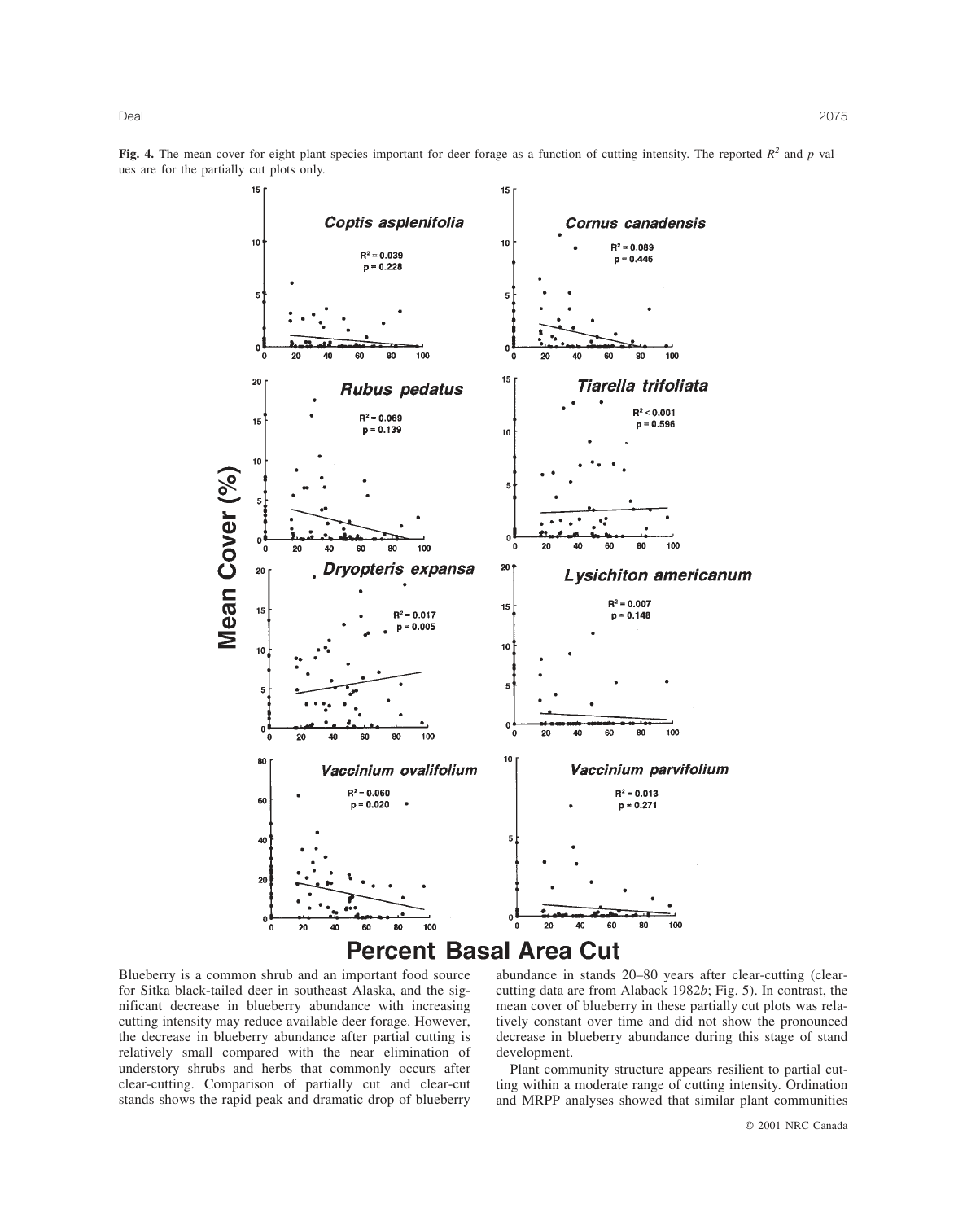**Fig. 4.** The mean cover for eight plant species important for deer forage as a function of cutting intensity. The reported $R^2$ and $p$ values are for the partially cut plots only.

Blueberry is a common shrub and an important food source for Sitka black-tailed deer in southeast Alaska, and the significant decrease in blueberry abundance with increasing cutting intensity may reduce available deer forage. However, the decrease in blueberry abundance after partial cutting is relatively small compared with the near elimination of understory shrubs and herbs that commonly occurs after clear-cutting. Comparison of partially cut and clear-cut stands shows the rapid peak and dramatic drop of blueberry abundance in stands 20–80 years after clear-cutting (clear-cutting data are from Alaback 1982*b*; Fig. 5). In contrast, the mean cover of blueberry in these partially cut plots was relatively constant over time and did not show the pronounced decrease in blueberry abundance during this stage of stand development.

Plant community structure appears resilient to partial cutting within a moderate range of cutting intensity. Ordination and MRPP analyses showed that similar plant communities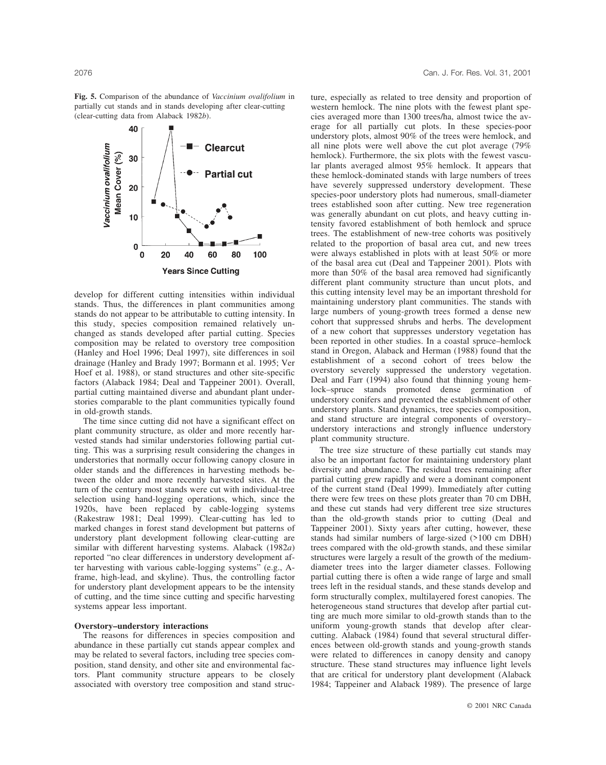**Fig. 5.** Comparison of the abundance of *Vaccinium ovalifolium* in partially cut stands and in stands developing after clear-cutting (clear-cutting data from Alaback 1982*b*).

develop for different cutting intensities within individual stands. Thus, the differences in plant communities among stands do not appear to be attributable to cutting intensity. In this study, species composition remained relatively unchanged as stands developed after partial cutting. Species composition may be related to overstory tree composition (Hanley and Hoel 1996; Deal 1997), site differences in soil drainage (Hanley and Brady 1997; Bormann et al. 1995; Ver Hoef et al. 1988), or stand structures and other site-specific factors (Alaback 1984; Deal and Tappeiner 2001). Overall, partial cutting maintained diverse and abundant plant understories comparable to the plant communities typically found in old-growth stands.

The time since cutting did not have a significant effect on plant community structure, as older and more recently harvested stands had similar understories following partial cutting. This was a surprising result considering the changes in understories that normally occur following canopy closure in older stands and the differences in harvesting methods between the older and more recently harvested sites. At the turn of the century most stands were cut with individual-tree selection using hand-logging operations, which, since the 1920s, have been replaced by cable-logging systems (Rakestraw 1981; Deal 1999). Clear-cutting has led to marked changes in forest stand development but patterns of understory plant development following clear-cutting are similar with different harvesting systems. Alaback (1982*a*) reported "no clear differences in understory development after harvesting with various cable-logging systems" (e.g., A-frame, high-lead, and skyline). Thus, the controlling factor for understory plant development appears to be the intensity of cutting, and the time since cutting and specific harvesting systems appear less important.

### Overstory–understory interactions

The reasons for differences in species composition and abundance in these partially cut stands appear complex and may be related to several factors, including tree species composition, stand density, and other site and environmental factors. Plant community structure appears to be closely associated with overstory tree composition and stand structure, especially as related to tree density and proportion of western hemlock. The nine plots with the fewest plant species averaged more than 1300 trees/ha, almost twice the average for all partially cut plots. In these species-poor understory plots, almost 90% of the trees were hemlock, and all nine plots were well above the cut plot average (79% hemlock). Furthermore, the six plots with the fewest vascular plants averaged almost 95% hemlock. It appears that these hemlock-dominated stands with large numbers of trees have severely suppressed understory development. These species-poor understory plots had numerous, small-diameter trees established soon after cutting. New tree regeneration was generally abundant on cut plots, and heavy cutting intensity favored establishment of both hemlock and spruce trees. The establishment of new-tree cohorts was positively related to the proportion of basal area cut, and new trees were always established in plots with at least 50% or more of the basal area cut (Deal and Tappeiner 2001). Plots with more than 50% of the basal area removed had significantly different plant community structure than uncut plots, and this cutting intensity level may be an important threshold for maintaining understory plant communities. The stands with large numbers of young-growth trees formed a dense new cohort that suppressed shrubs and herbs. The development of a new cohort that suppresses understory vegetation has been reported in other studies. In a coastal spruce–hemlock stand in Oregon, Alaback and Herman (1988) found that the establishment of a second cohort of trees below the overstory severely suppressed the understory vegetation. Deal and Farr (1994) also found that thinning young hemlock–spruce stands promoted dense germination of understory conifers and prevented the establishment of other understory plants. Stand dynamics, tree species composition, and stand structure are integral components of overstory–understory interactions and strongly influence understory plant community structure.

The tree size structure of these partially cut stands may also be an important factor for maintaining understory plant diversity and abundance. The residual trees remaining after partial cutting grew rapidly and were a dominant component of the current stand (Deal 1999). Immediately after cutting there were few trees on these plots greater than 70 cm DBH, and these cut stands had very different tree size structures than the old-growth stands prior to cutting (Deal and Tappeiner 2001). Sixty years after cutting, however, these stands had similar numbers of large-sized (>100 cm DBH) trees compared with the old-growth stands, and these similar structures were largely a result of the growth of the medium-diameter trees into the larger diameter classes. Following partial cutting there is often a wide range of large and small trees left in the residual stands, and these stands develop and form structurally complex, multilayered forest canopies. The heterogeneous stand structures that develop after partial cutting are much more similar to old-growth stands than to the uniform young-growth stands that develop after clear-cutting. Alaback (1984) found that several structural differences between old-growth stands and young-growth stands were related to differences in canopy density and canopy structure. These stand structures may influence light levels that are critical for understory plant development (Alaback 1984; Tappeiner and Alaback 1989). The presence of large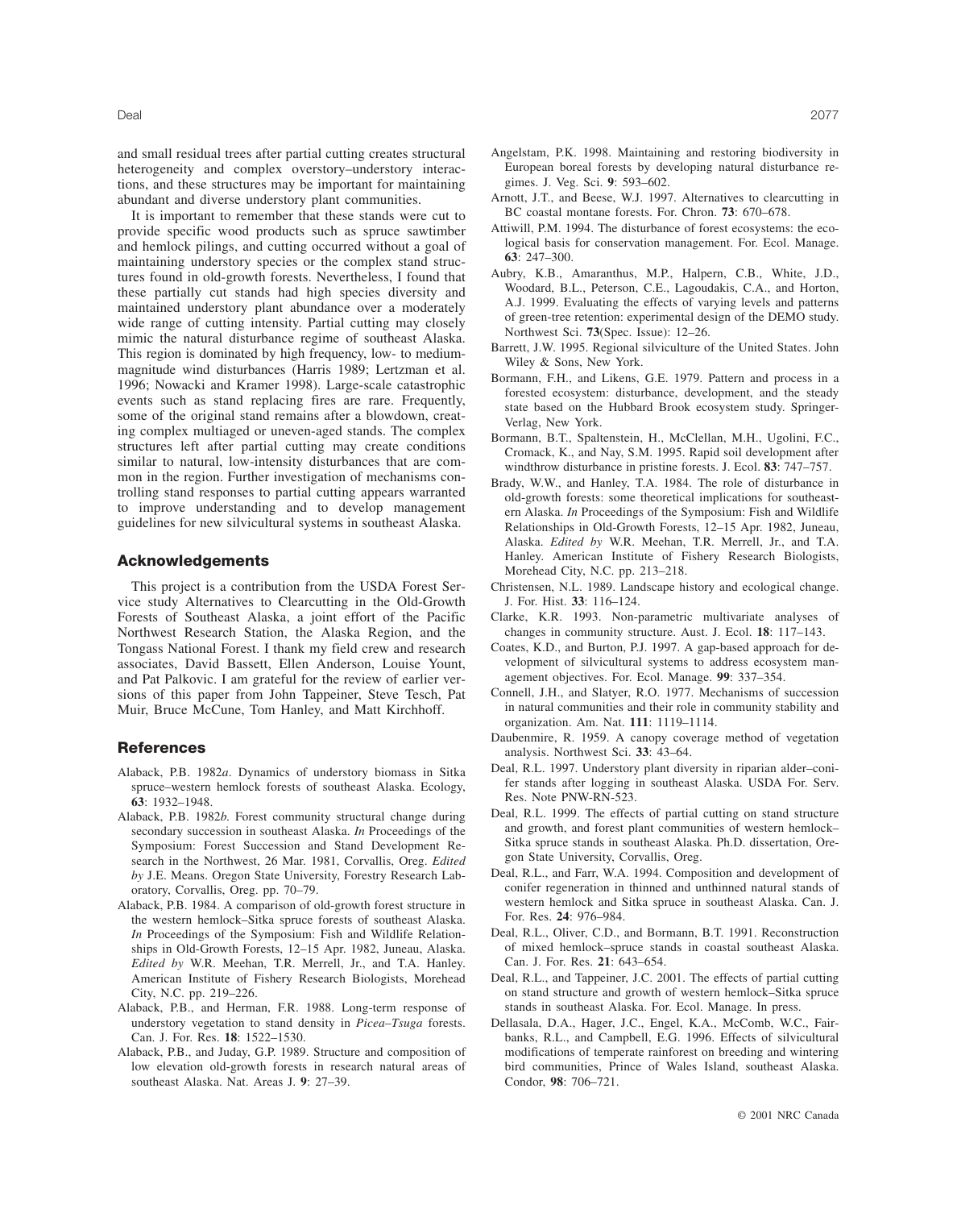and small residual trees after partial cutting creates structural heterogeneity and complex overstory–understory interactions, and these structures may be important for maintaining abundant and diverse understory plant communities.

It is important to remember that these stands were cut to provide specific wood products such as spruce sawtimber and hemlock pilings, and cutting occurred without a goal of maintaining understory species or the complex stand structures found in old-growth forests. Nevertheless, I found that these partially cut stands had high species diversity and maintained understory plant abundance over a moderately wide range of cutting intensity. Partial cutting may closely mimic the natural disturbance regime of southeast Alaska. This region is dominated by high frequency, low- to medium-magnitude wind disturbances (Harris 1989; Lertzman et al. 1996; Nowacki and Kramer 1998). Large-scale catastrophic events such as stand replacing fires are rare. Frequently, some of the original stand remains after a blowdown, creating complex multiaged or uneven-aged stands. The complex structures left after partial cutting may create conditions similar to natural, low-intensity disturbances that are common in the region. Further investigation of mechanisms controlling stand responses to partial cutting appears warranted to improve understanding and to develop management guidelines for new silvicultural systems in southeast Alaska.

## Acknowledgements

This project is a contribution from the USDA Forest Service study Alternatives to Clearcutting in the Old-Growth Forests of Southeast Alaska, a joint effort of the Pacific Northwest Research Station, the Alaska Region, and the Tongass National Forest. I thank my field crew and research associates, David Bassett, Ellen Anderson, Louise Yount, and Pat Palkovic. I am grateful for the review of earlier versions of this paper from John Tappeiner, Steve Tesch, Pat Muir, Bruce McCune, Tom Hanley, and Matt Kirchhoff.

## References

Alaback, P.B. 1982*a*. Dynamics of understory biomass in Sitka spruce–western hemlock forests of southeast Alaska. Ecology, **63**: 1932–1948.

Alaback, P.B. 1982*b*. Forest community structural change during secondary succession in southeast Alaska. *In* Proceedings of the Symposium: Forest Succession and Stand Development Research in the Northwest, 26 Mar. 1981, Corvallis, Oreg. *Edited by* J.E. Means. Oregon State University, Forestry Research Laboratory, Corvallis, Oreg. pp. 70–79.

Alaback, P.B. 1984. A comparison of old-growth forest structure in the western hemlock–Sitka spruce forests of southeast Alaska. *In* Proceedings of the Symposium: Fish and Wildlife Relationships in Old-Growth Forests, 12–15 Apr. 1982, Juneau, Alaska. *Edited by* W.R. Meehan, T.R. Merrell, Jr., and T.A. Hanley. American Institute of Fishery Research Biologists, Morehead City, N.C. pp. 219–226.

Alaback, P.B., and Herman, F.R. 1988. Long-term response of understory vegetation to stand density in *Picea–Tsuga* forests. Can. J. For. Res. **18**: 1522–1530.

Alaback, P.B., and Juday, G.P. 1989. Structure and composition of low elevation old-growth forests in research natural areas of southeast Alaska. Nat. Areas J. **9**: 27–39.

Angelstam, P.K. 1998. Maintaining and restoring biodiversity in European boreal forests by developing natural disturbance regimes. J. Veg. Sci. **9**: 593–602.

Arnott, J.T., and Beese, W.J. 1997. Alternatives to clearcutting in BC coastal montane forests. For. Chron. **73**: 670–678.

Attiwill, P.M. 1994. The disturbance of forest ecosystems: the ecological basis for conservation management. For. Ecol. Manage. **63**: 247–300.

Aubry, K.B., Amaranthus, M.P., Halpern, C.B., White, J.D., Woodard, B.L., Peterson, C.E., Lagoudakis, C.A., and Horton, A.J. 1999. Evaluating the effects of varying levels and patterns of green-tree retention: experimental design of the DEMO study. Northwest Sci. **73**(Spec. Issue): 12–26.

Barrett, J.W. 1995. Regional silviculture of the United States. John Wiley & Sons, New York.

Bormann, F.H., and Likens, G.E. 1979. Pattern and process in a forested ecosystem: disturbance, development, and the steady state based on the Hubbard Brook ecosystem study. Springer-Verlag, New York.

Bormann, B.T., Spaltenstein, H., McClellan, M.H., Ugolini, F.C., Cromack, K., and Nay, S.M. 1995. Rapid soil development after windthrow disturbance in pristine forests. J. Ecol. **83**: 747–757.

Brady, W.W., and Hanley, T.A. 1984. The role of disturbance in old-growth forests: some theoretical implications for southeastern Alaska. *In* Proceedings of the Symposium: Fish and Wildlife Relationships in Old-Growth Forests, 12–15 Apr. 1982, Juneau, Alaska. *Edited by* W.R. Meehan, T.R. Merrell, Jr., and T.A. Hanley. American Institute of Fishery Research Biologists, Morehead City, N.C. pp. 213–218.

Christensen, N.L. 1989. Landscape history and ecological change. J. For. Hist. **33**: 116–124.

Clarke, K.R. 1993. Non-parametric multivariate analyses of changes in community structure. Aust. J. Ecol. **18**: 117–143.

Coates, K.D., and Burton, P.J. 1997. A gap-based approach for development of silvicultural systems to address ecosystem management objectives. For. Ecol. Manage. **99**: 337–354.

Connell, J.H., and Slatyer, R.O. 1977. Mechanisms of succession in natural communities and their role in community stability and organization. Am. Nat. **111**: 1119–1114.

Daubenmire, R. 1959. A canopy coverage method of vegetation analysis. Northwest Sci. **33**: 43–64.

Deal, R.L. 1997. Understory plant diversity in riparian alder–conifer stands after logging in southeast Alaska. USDA For. Serv. Res. Note PNW-RN-523.

Deal, R.L. 1999. The effects of partial cutting on stand structure and growth, and forest plant communities of western hemlock–Sitka spruce stands in southeast Alaska. Ph.D. dissertation, Oregon State University, Corvallis, Oreg.

Deal, R.L., and Farr, W.A. 1994. Composition and development of conifer regeneration in thinned and unthinned natural stands of western hemlock and Sitka spruce in southeast Alaska. Can. J. For. Res. **24**: 976–984.

Deal, R.L., Oliver, C.D., and Bormann, B.T. 1991. Reconstruction of mixed hemlock–spruce stands in coastal southeast Alaska. Can. J. For. Res. **21**: 643–654.

Deal, R.L., and Tappeiner, J.C. 2001. The effects of partial cutting on stand structure and growth of western hemlock–Sitka spruce stands in southeast Alaska. For. Ecol. Manage. In press.

Dellasala, D.A., Hager, J.C., Engel, K.A., McComb, W.C., Fairbanks, R.L., and Campbell, E.G. 1996. Effects of silvicultural modifications of temperate rainforest on breeding and wintering bird communities, Prince of Wales Island, southeast Alaska. Condor, **98**: 706–721.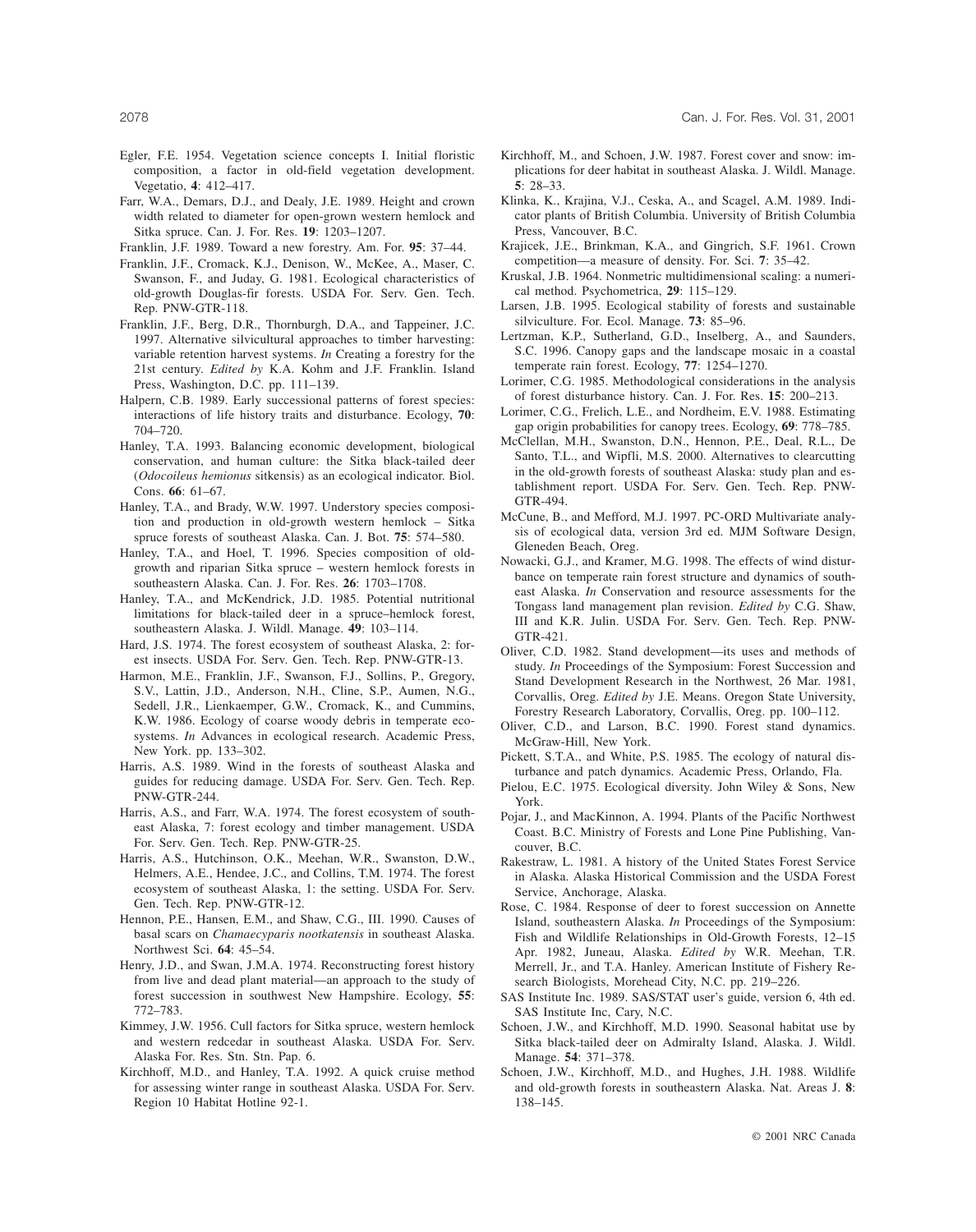Egler, F.E. 1954. Vegetation science concepts I. Initial floristic composition, a factor in old-field vegetation development. Vegetatio, **4**: 412–417.

Farr, W.A., Demars, D.J., and Dealy, J.E. 1989. Height and crown width related to diameter for open-grown western hemlock and Sitka spruce. Can. J. For. Res. **19**: 1203–1207.

Franklin, J.F. 1989. Toward a new forestry. Am. For. **95**: 37–44.

Franklin, J.F., Cromack, K.J., Denison, W., McKee, A., Maser, C. Swanson, F., and Juday, G. 1981. Ecological characteristics of old-growth Douglas-fir forests. USDA For. Serv. Gen. Tech. Rep. PNW-GTR-118.

Franklin, J.F., Berg, D.R., Thornburgh, D.A., and Tappeiner, J.C. 1997. Alternative silvicultural approaches to timber harvesting: variable retention harvest systems. *In* Creating a forestry for the 21st century. *Edited by* K.A. Kohm and J.F. Franklin. Island Press, Washington, D.C. pp. 111–139.

Halpern, C.B. 1989. Early successional patterns of forest species: interactions of life history traits and disturbance. Ecology, **70**: 704–720.

Hanley, T.A. 1993. Balancing economic development, biological conservation, and human culture: the Sitka black-tailed deer (*Odocoileus hemionus* sitkensis) as an ecological indicator. Biol. Cons. **66**: 61–67.

Hanley, T.A., and Brady, W.W. 1997. Understory species composition and production in old-growth western hemlock – Sitka spruce forests of southeast Alaska. Can. J. Bot. **75**: 574–580.

Hanley, T.A., and Hoel, T. 1996. Species composition of old-growth and riparian Sitka spruce – western hemlock forests in southeastern Alaska. Can. J. For. Res. **26**: 1703–1708.

Hanley, T.A., and McKendrick, J.D. 1985. Potential nutritional limitations for black-tailed deer in a spruce–hemlock forest, southeastern Alaska. J. Wildl. Manage. **49**: 103–114.

Hard, J.S. 1974. The forest ecosystem of southeast Alaska, 2: forest insects. USDA For. Serv. Gen. Tech. Rep. PNW-GTR-13.

Harmon, M.E., Franklin, J.F., Swanson, F.J., Sollins, P., Gregory, S.V., Lattin, J.D., Anderson, N.H., Cline, S.P., Aumen, N.G., Sedell, J.R., Lienkaemper, G.W., Cromack, K., and Cummins, K.W. 1986. Ecology of coarse woody debris in temperate ecosystems. *In* Advances in ecological research. Academic Press, New York. pp. 133–302.

Harris, A.S. 1989. Wind in the forests of southeast Alaska and guides for reducing damage. USDA For. Serv. Gen. Tech. Rep. PNW-GTR-244.

Harris, A.S., and Farr, W.A. 1974. The forest ecosystem of southeast Alaska, 7: forest ecology and timber management. USDA For. Serv. Gen. Tech. Rep. PNW-GTR-25.

Harris, A.S., Hutchinson, O.K., Meehan, W.R., Swanston, D.W., Helmers, A.E., Hendee, J.C., and Collins, T.M. 1974. The forest ecosystem of southeast Alaska, 1: the setting. USDA For. Serv. Gen. Tech. Rep. PNW-GTR-12.

Hennon, P.E., Hansen, E.M., and Shaw, C.G., III. 1990. Causes of basal scars on *Chamaecyparis nootkatensis* in southeast Alaska. Northwest Sci. **64**: 45–54.

Henry, J.D., and Swan, J.M.A. 1974. Reconstructing forest history from live and dead plant material—an approach to the study of forest succession in southwest New Hampshire. Ecology, **55**: 772–783.

Kimmey, J.W. 1956. Cull factors for Sitka spruce, western hemlock and western redcedar in southeast Alaska. USDA For. Serv. Alaska For. Res. Stn. Stn. Pap. 6.

Kirchhoff, M.D., and Hanley, T.A. 1992. A quick cruise method for assessing winter range in southeast Alaska. USDA For. Serv. Region 10 Habitat Hotline 92-1.

Kirchhoff, M., and Schoen, J.W. 1987. Forest cover and snow: implications for deer habitat in southeast Alaska. J. Wildl. Manage. **5**: 28–33.

Klinka, K., Krajina, V.J., Ceska, A., and Scagel, A.M. 1989. Indicator plants of British Columbia. University of British Columbia Press, Vancouver, B.C.

Krajicek, J.E., Brinkman, K.A., and Gingrich, S.F. 1961. Crown competition—a measure of density. For. Sci. **7**: 35–42.

Kruskal, J.B. 1964. Nonmetric multidimensional scaling: a numerical method. Psychometrica, **29**: 115–129.

Larsen, J.B. 1995. Ecological stability of forests and sustainable silviculture. For. Ecol. Manage. **73**: 85–96.

Lertzman, K.P., Sutherland, G.D., Inselberg, A., and Saunders, S.C. 1996. Canopy gaps and the landscape mosaic in a coastal temperate rain forest. Ecology, **77**: 1254–1270.

Lorimer, C.G. 1985. Methodological considerations in the analysis of forest disturbance history. Can. J. For. Res. **15**: 200–213.

Lorimer, C.G., Frelich, L.E., and Nordheim, E.V. 1988. Estimating gap origin probabilities for canopy trees. Ecology, **69**: 778–785.

McClellan, M.H., Swanston, D.N., Hennon, P.E., Deal, R.L., De Santo, T.L., and Wipfli, M.S. 2000. Alternatives to clearcutting in the old-growth forests of southeast Alaska: study plan and establishment report. USDA For. Serv. Gen. Tech. Rep. PNW-GTR-494.

McCune, B., and Mefford, M.J. 1997. PC-ORD Multivariate analysis of ecological data, version 3rd ed. MJM Software Design, Gleneden Beach, Oreg.

Nowacki, G.J., and Kramer, M.G. 1998. The effects of wind disturbance on temperate rain forest structure and dynamics of southeast Alaska. *In* Conservation and resource assessments for the Tongass land management plan revision. *Edited by* C.G. Shaw, III and K.R. Julin. USDA For. Serv. Gen. Tech. Rep. PNW-GTR-421.

Oliver, C.D. 1982. Stand development—its uses and methods of study. *In* Proceedings of the Symposium: Forest Succession and Stand Development Research in the Northwest, 26 Mar. 1981, Corvallis, Oreg. *Edited by* J.E. Means. Oregon State University, Forestry Research Laboratory, Corvallis, Oreg. pp. 100–112.

Oliver, C.D., and Larson, B.C. 1990. Forest stand dynamics. McGraw-Hill, New York.

Pickett, S.T.A., and White, P.S. 1985. The ecology of natural disturbance and patch dynamics. Academic Press, Orlando, Fla.

Pielou, E.C. 1975. Ecological diversity. John Wiley & Sons, New York.

Pojar, J., and MacKinnon, A. 1994. Plants of the Pacific Northwest Coast. B.C. Ministry of Forests and Lone Pine Publishing, Vancouver, B.C.

Rakestraw, L. 1981. A history of the United States Forest Service in Alaska. Alaska Historical Commission and the USDA Forest Service, Anchorage, Alaska.

Rose, C. 1984. Response of deer to forest succession on Annette Island, southeastern Alaska. *In* Proceedings of the Symposium: Fish and Wildlife Relationships in Old-Growth Forests, 12–15 Apr. 1982, Juneau, Alaska. *Edited by* W.R. Meehan, T.R. Merrell, Jr., and T.A. Hanley. American Institute of Fishery Research Biologists, Morehead City, N.C. pp. 219–226.

SAS Institute Inc. 1989. SAS/STAT user's guide, version 6, 4th ed. SAS Institute Inc, Cary, N.C.

Schoen, J.W., and Kirchhoff, M.D. 1990. Seasonal habitat use by Sitka black-tailed deer on Admiralty Island, Alaska. J. Wildl. Manage. **54**: 371–378.

Schoen, J.W., Kirchhoff, M.D., and Hughes, J.H. 1988. Wildlife and old-growth forests in southeastern Alaska. Nat. Areas J. **8**: 138–145.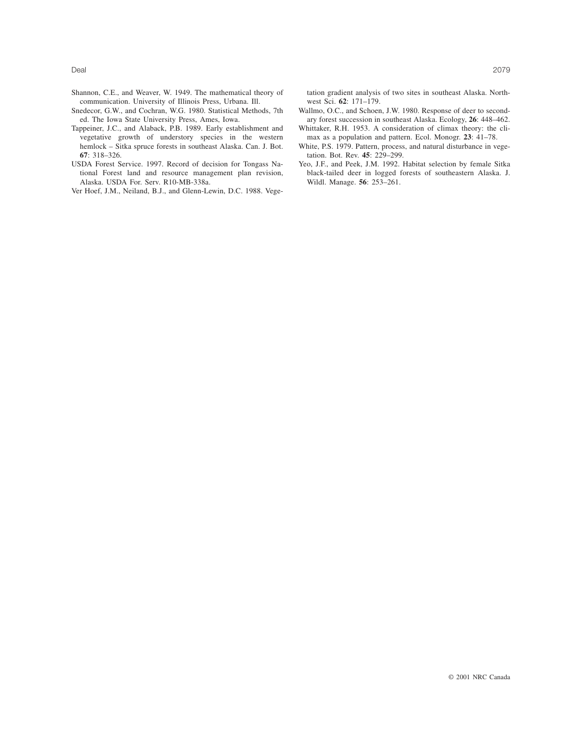Shannon, C.E., and Weaver, W. 1949. The mathematical theory of communication. University of Illinois Press, Urbana. Ill.

Snedecor, G.W., and Cochran, W.G. 1980. Statistical Methods, 7th ed. The Iowa State University Press, Ames, Iowa.

Tappeiner, J.C., and Alaback, P.B. 1989. Early establishment and vegetative growth of understory species in the western hemlock – Sitka spruce forests in southeast Alaska. Can. J. Bot. **67**: 318–326.

USDA Forest Service. 1997. Record of decision for Tongass National Forest land and resource management plan revision, Alaska. USDA For. Serv. R10-MB-338a.

Ver Hoef, J.M., Neiland, B.J., and Glenn-Lewin, D.C. 1988. Vegetation gradient analysis of two sites in southeast Alaska. Northwest Sci. **62**: 171–179.

Wallmo, O.C., and Schoen, J.W. 1980. Response of deer to secondary forest succession in southeast Alaska. Ecology, **26**: 448–462.

Whittaker, R.H. 1953. A consideration of climax theory: the climax as a population and pattern. Ecol. Monogr. **23**: 41–78.

White, P.S. 1979. Pattern, process, and natural disturbance in vegetation. Bot. Rev. **45**: 229–299.

Yeo, J.F., and Peek, J.M. 1992. Habitat selection by female Sitka black-tailed deer in logged forests of southeastern Alaska. J. Wildl. Manage. **56**: 253–261.